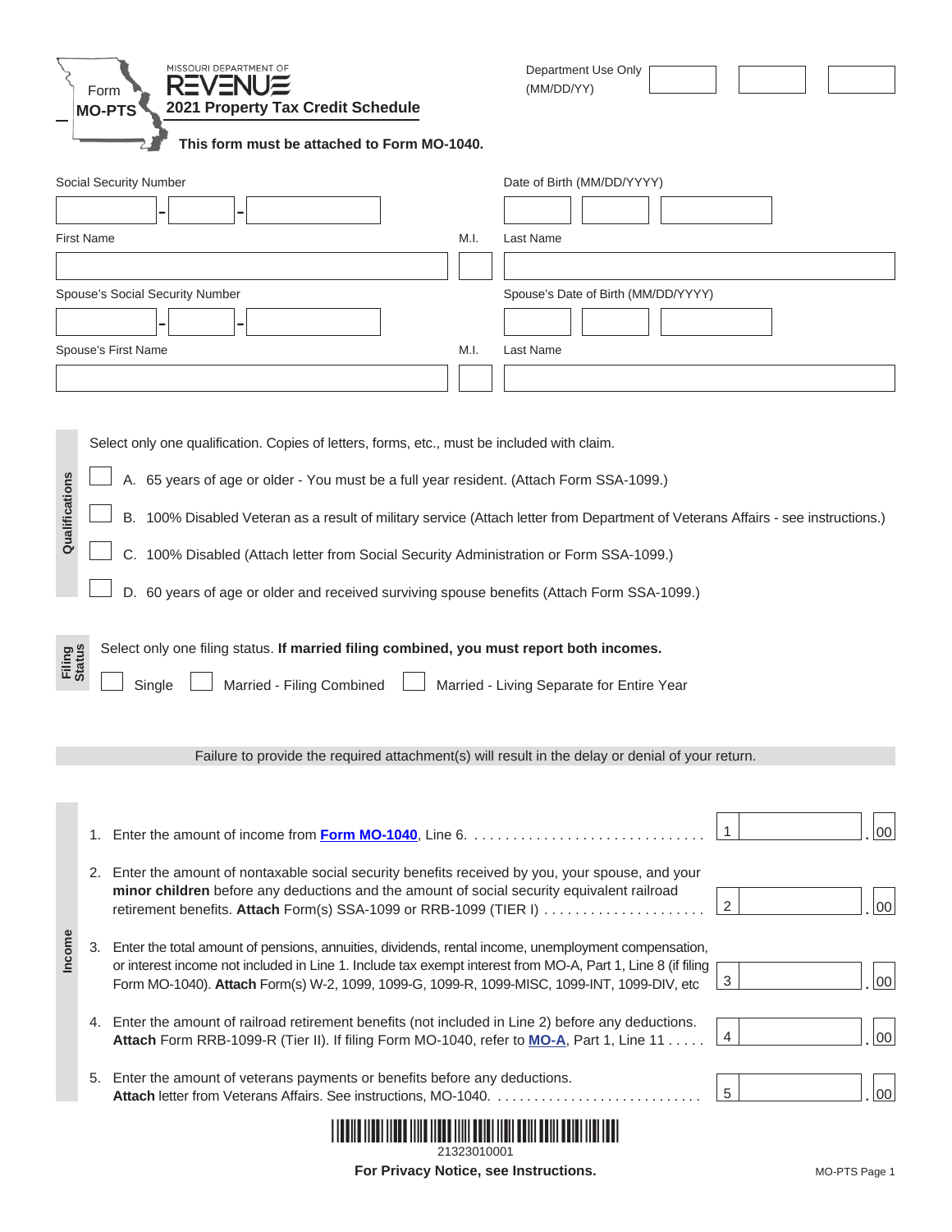Form **MO-PTS**

MISSOURI DEPARTMENT OF REVENUE

# 2021 Property Tax Credit Schedule

**This form must be attached to Form MO-1040.**

Department Use Only (MM/DD/YY)

Social Security Number

Date of Birth (MM/DD/YYYY)

First Name | M.I. | Last Name

Spouse's Social Security Number

Spouse's Date of Birth (MM/DD/YYYY)

Spouse's First Name | M.I. | Last Name

## Qualifications

Select only one qualification. Copies of letters, forms, etc., must be included with claim.

- ☐ A. 65 years of age or older - You must be a full year resident. (Attach Form SSA-1099.)
- ☐ B. 100% Disabled Veteran as a result of military service (Attach letter from Department of Veterans Affairs - see instructions.)
- ☐ C. 100% Disabled (Attach letter from Social Security Administration or Form SSA-1099.)
- ☐ D. 60 years of age or older and received surviving spouse benefits (Attach Form SSA-1099.)

## Filing Status

Select only one filing status. **If married filing combined, you must report both incomes.**

☐ Single ☐ Married - Filing Combined ☐ Married - Living Separate for Entire Year

Failure to provide the required attachment(s) will result in the delay or denial of your return.

## Income

1. Enter the amount of income from **Form MO-1040**, Line 6. . . . . . . . . . . . . . . . . . . . . . . . . . . . . . . | 1 | .00
2. Enter the amount of nontaxable social security benefits received by you, your spouse, and your **minor children** before any deductions and the amount of social security equivalent railroad retirement benefits. **Attach** Form(s) SSA-1099 or RRB-1099 (TIER I) . . . . . . . . . . . . . . . . . . . . . | 2 | .00
3. Enter the total amount of pensions, annuities, dividends, rental income, unemployment compensation, or interest income not included in Line 1. Include tax exempt interest from MO-A, Part 1, Line 8 (if filing Form MO-1040). **Attach** Form(s) W-2, 1099, 1099-G, 1099-R, 1099-MISC, 1099-INT, 1099-DIV, etc | 3 | .00
4. Enter the amount of railroad retirement benefits (not included in Line 2) before any deductions. **Attach** Form RRB-1099-R (Tier II). If filing Form MO-1040, refer to **MO-A**, Part 1, Line 11 . . . . . | 4 | .00
5. Enter the amount of veterans payments or benefits before any deductions. **Attach** letter from Veterans Affairs. See instructions, MO-1040. . . . . . . . . . . . . . . . . . . . . . . . . . . . | 5 | .00

21323010001

**For Privacy Notice, see Instructions.**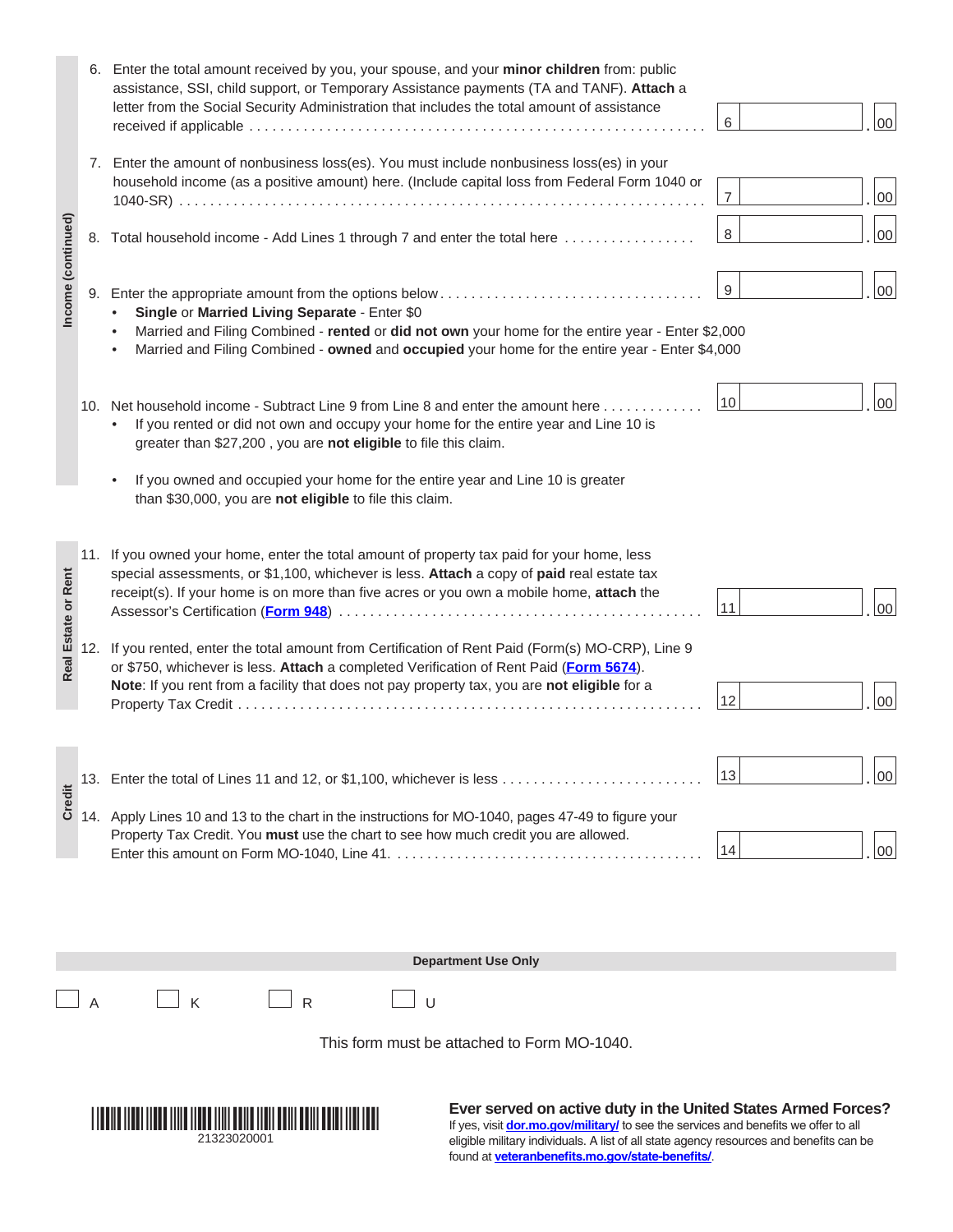**Income (continued)**

6. Enter the total amount received by you, your spouse, and your **minor children** from: public assistance, SSI, child support, or Temporary Assistance payments (TA and TANF). **Attach** a letter from the Social Security Administration that includes the total amount of assistance received if applicable . . . . . . . . . . . . . . . . . . . . . . . . . . . . . . . . . . . . . . . . . . . . . . . . . . . . . . 6 ______ .00

7. Enter the amount of nonbusiness loss(es). You must include nonbusiness loss(es) in your household income (as a positive amount) here. (Include capital loss from Federal Form 1040 or 1040-SR) . . . . . . . . . . . . . . . . . . . . . . . . . . . . . . . . . . . . . . . . . . . . . . . . . . . . . . . . . . 7 ______ .00

8. Total household income - Add Lines 1 through 7 and enter the total here . . . . . . . . . . . . . . . . . 8 ______ .00

9. Enter the appropriate amount from the options below . . . . . . . . . . . . . . . . . . . . . . . . . . . . . . . . . 9 ______ .00
   - **Single** or **Married Living Separate** - Enter $0
   - Married and Filing Combined - **rented** or **did not own** your home for the entire year - Enter $2,000
   - Married and Filing Combined - **owned** and **occupied** your home for the entire year - Enter $4,000

10. Net household income - Subtract Line 9 from Line 8 and enter the amount here . . . . . . . . . . . . 10 ______ .00
    - If you rented or did not own and occupy your home for the entire year and Line 10 is greater than $27,200 , you are **not eligible** to file this claim.
    - If you owned and occupied your home for the entire year and Line 10 is greater than $30,000, you are **not eligible** to file this claim.

**Real Estate or Rent**

11. If you owned your home, enter the total amount of property tax paid for your home, less special assessments, or $1,100, whichever is less. **Attach** a copy of **paid** real estate tax receipt(s). If your home is on more than five acres or you own a mobile home, **attach** the Assessor's Certification (**Form 948**) . . . . . . . . . . . . . . . . . . . . . . . . . . . . . . . . . . . . . . . . . . . . . 11 ______ .00

12. If you rented, enter the total amount from Certification of Rent Paid (Form(s) MO-CRP), Line 9 or $750, whichever is less. **Attach** a completed Verification of Rent Paid (**Form 5674**).
    **Note**: If you rent from a facility that does not pay property tax, you are **not eligible** for a Property Tax Credit . . . . . . . . . . . . . . . . . . . . . . . . . . . . . . . . . . . . . . . . . . . . . . . . . . . . . . . . . 12 ______ .00

**Credit**

13. Enter the total of Lines 11 and 12, or $1,100, whichever is less . . . . . . . . . . . . . . . . . . . . . . . . . 13 ______ .00

14. Apply Lines 10 and 13 to the chart in the instructions for MO-1040, pages 47-49 to figure your Property Tax Credit. You **must** use the chart to see how much credit you are allowed. Enter this amount on Form MO-1040, Line 41. . . . . . . . . . . . . . . . . . . . . . . . . . . . . . . . . . . . . . . . . 14 ______ .00

**Department Use Only**

☐ A ☐ K ☐ R ☐ U

This form must be attached to Form MO-1040.

21323020001

**Ever served on active duty in the United States Armed Forces?**
If yes, visit **dor.mo.gov/military/** to see the services and benefits we offer to all eligible military individuals. A list of all state agency resources and benefits can be found at **veteranbenefits.mo.gov/state-benefits/**.